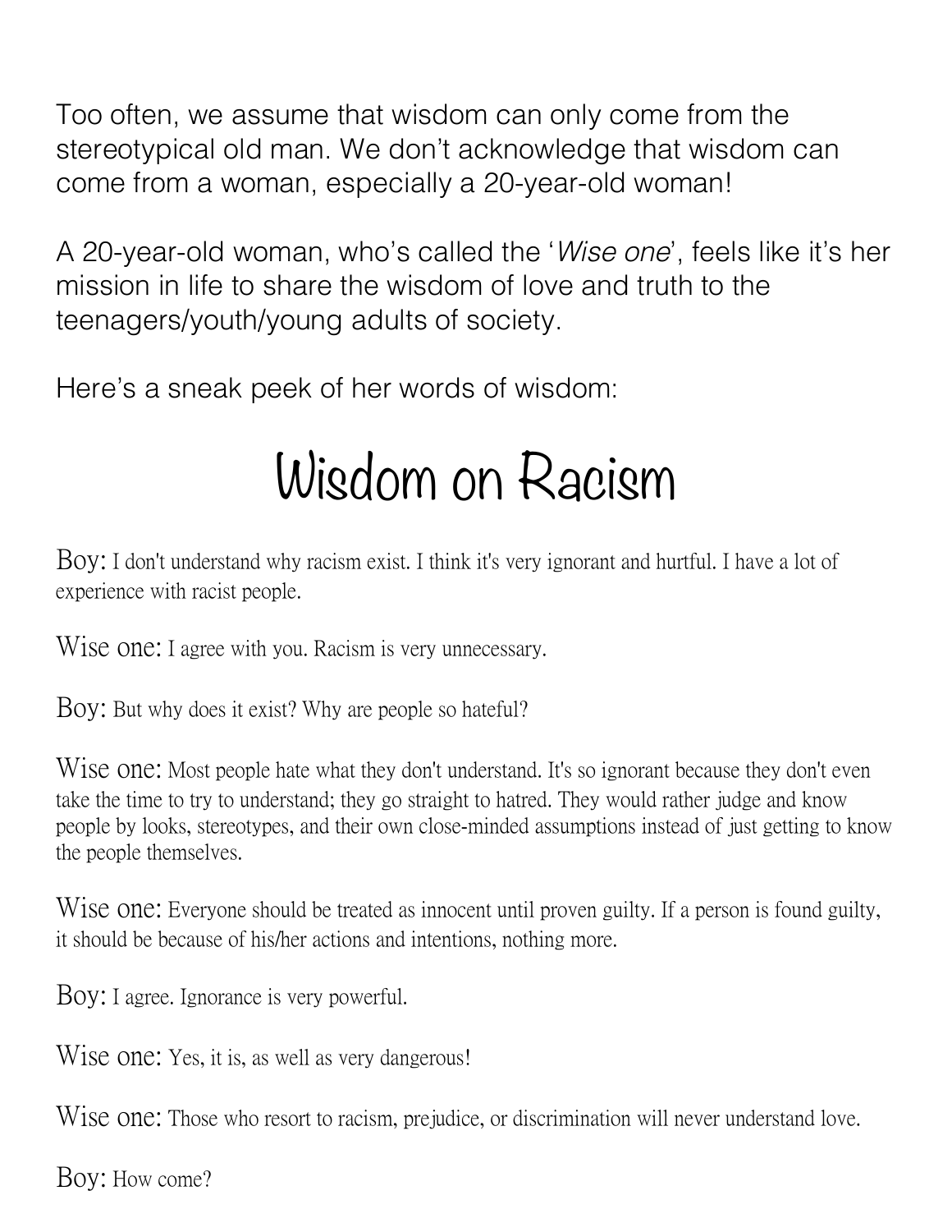Too often, we assume that wisdom can only come from the stereotypical old man. We don't acknowledge that wisdom can come from a woman, especially a 20-year-old woman!

A 20-year-old woman, who's called the '*Wise one*', feels like it's her mission in life to share the wisdom of love and truth to the teenagers/youth/young adults of society.

Here's a sneak peek of her words of wisdom:

# Wisdom on Racism

Boy: I don't understand why racism exist. I think it's very ignorant and hurtful. I have a lot of experience with racist people.

Wise one: I agree with you. Racism is very unnecessary.

Boy: But why does it exist? Why are people so hateful?

Wise one: Most people hate what they don't understand. It's so ignorant because they don't even take the time to try to understand; they go straight to hatred. They would rather judge and know people by looks, stereotypes, and their own close-minded assumptions instead of just getting to know the people themselves.

Wise one: Everyone should be treated as innocent until proven guilty. If a person is found guilty, it should be because of his/her actions and intentions, nothing more.

Boy: I agree. Ignorance is very powerful.

Wise one: Yes, it is, as well as very dangerous!

Wise one: Those who resort to racism, prejudice, or discrimination will never understand love.

Boy: How come?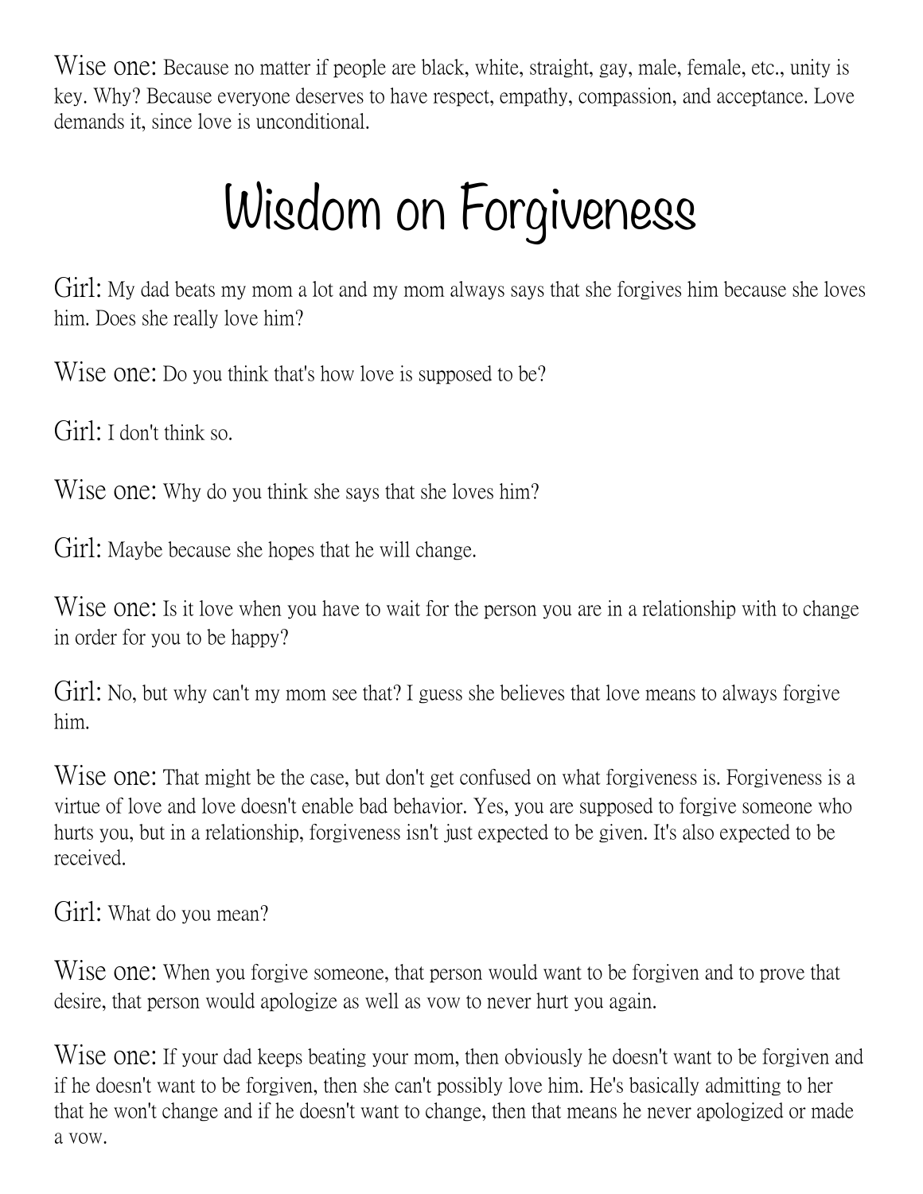**Wise one:** Because no matter if people are black, white, straight, gay, male, female, etc., unity is key. Why? Because everyone deserves to have respect, empathy, compassion, and acceptance. Love demands it, since love is unconditional.

# Wisdom on Forgiveness

**Girl:** My dad beats my mom a lot and my mom always says that she forgives him because she loves him. Does she really love him?

**Wise one:** Do you think that's how love is supposed to be?

**Girl:** I don't think so.

**Wise one:** Why do you think she says that she loves him?

**Girl:** Maybe because she hopes that he will change.

**Wise one:** Is it love when you have to wait for the person you are in a relationship with to change in order for you to be happy?

**Girl:** No, but why can't my mom see that? I guess she believes that love means to always forgive him.

**Wise one:** That might be the case, but don't get confused on what forgiveness is. Forgiveness is a virtue of love and love doesn't enable bad behavior. Yes, you are supposed to forgive someone who hurts you, but in a relationship, forgiveness isn't just expected to be given. It's also expected to be received.

**Girl:** What do you mean?

**Wise one:** When you forgive someone, that person would want to be forgiven and to prove that desire, that person would apologize as well as vow to never hurt you again.

**Wise one:** If your dad keeps beating your mom, then obviously he doesn't want to be forgiven and if he doesn't want to be forgiven, then she can't possibly love him. He's basically admitting to her that he won't change and if he doesn't want to change, then that means he never apologized or made a vow.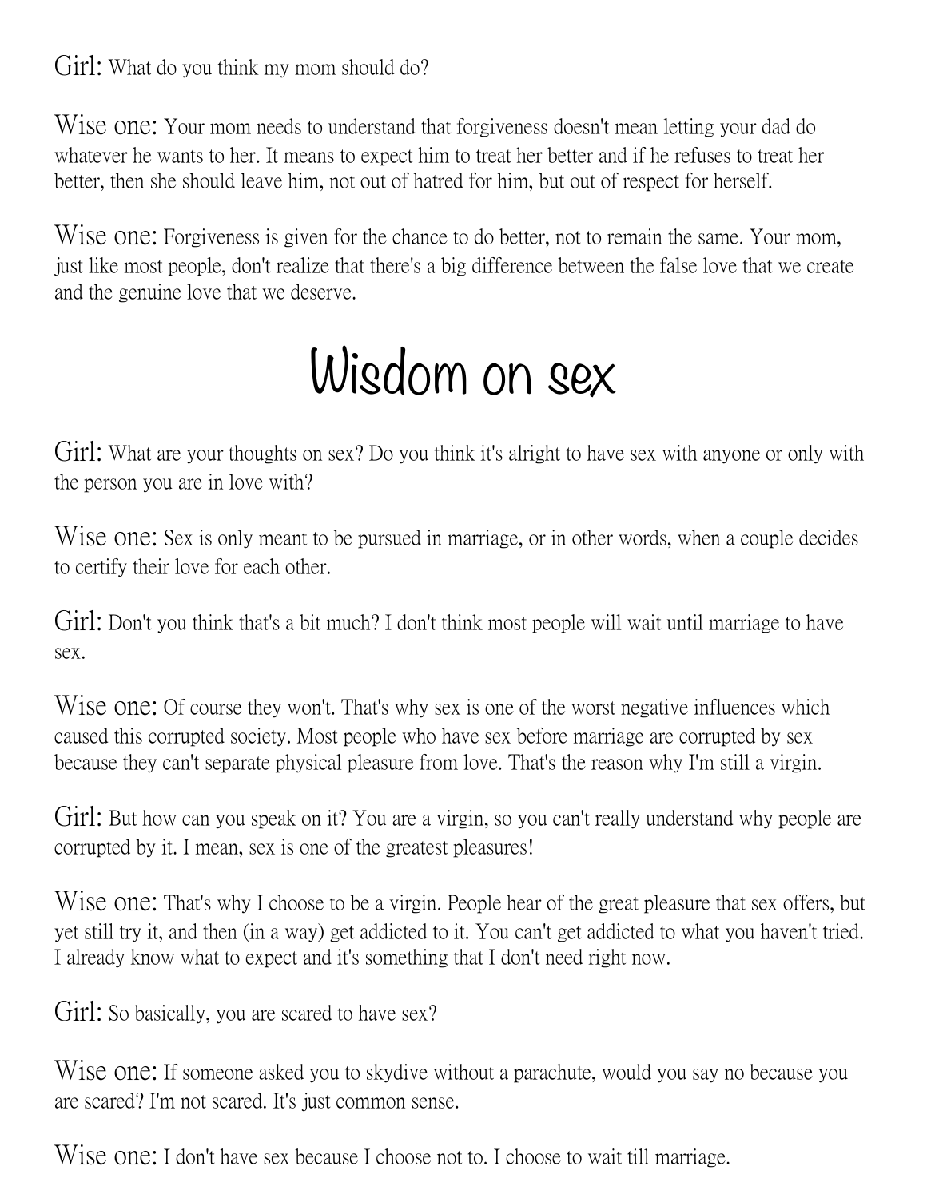**Girl:** What do you think my mom should do?

**Wise one:** Your mom needs to understand that forgiveness doesn't mean letting your dad do whatever he wants to her. It means to expect him to treat her better and if he refuses to treat her better, then she should leave him, not out of hatred for him, but out of respect for herself.

**Wise one:** Forgiveness is given for the chance to do better, not to remain the same. Your mom, just like most people, don't realize that there's a big difference between the false love that we create and the genuine love that we deserve.

# Wisdom on sex

**Girl:** What are your thoughts on sex? Do you think it's alright to have sex with anyone or only with the person you are in love with?

**Wise one:** Sex is only meant to be pursued in marriage, or in other words, when a couple decides to certify their love for each other.

**Girl:** Don't you think that's a bit much? I don't think most people will wait until marriage to have sex.

**Wise one:** Of course they won't. That's why sex is one of the worst negative influences which caused this corrupted society. Most people who have sex before marriage are corrupted by sex because they can't separate physical pleasure from love. That's the reason why I'm still a virgin.

**Girl:** But how can you speak on it? You are a virgin, so you can't really understand why people are corrupted by it. I mean, sex is one of the greatest pleasures!

**Wise one:** That's why I choose to be a virgin. People hear of the great pleasure that sex offers, but yet still try it, and then (in a way) get addicted to it. You can't get addicted to what you haven't tried. I already know what to expect and it's something that I don't need right now.

**Girl:** So basically, you are scared to have sex?

**Wise one:** If someone asked you to skydive without a parachute, would you say no because you are scared? I'm not scared. It's just common sense.

**Wise one:** I don't have sex because I choose not to. I choose to wait till marriage.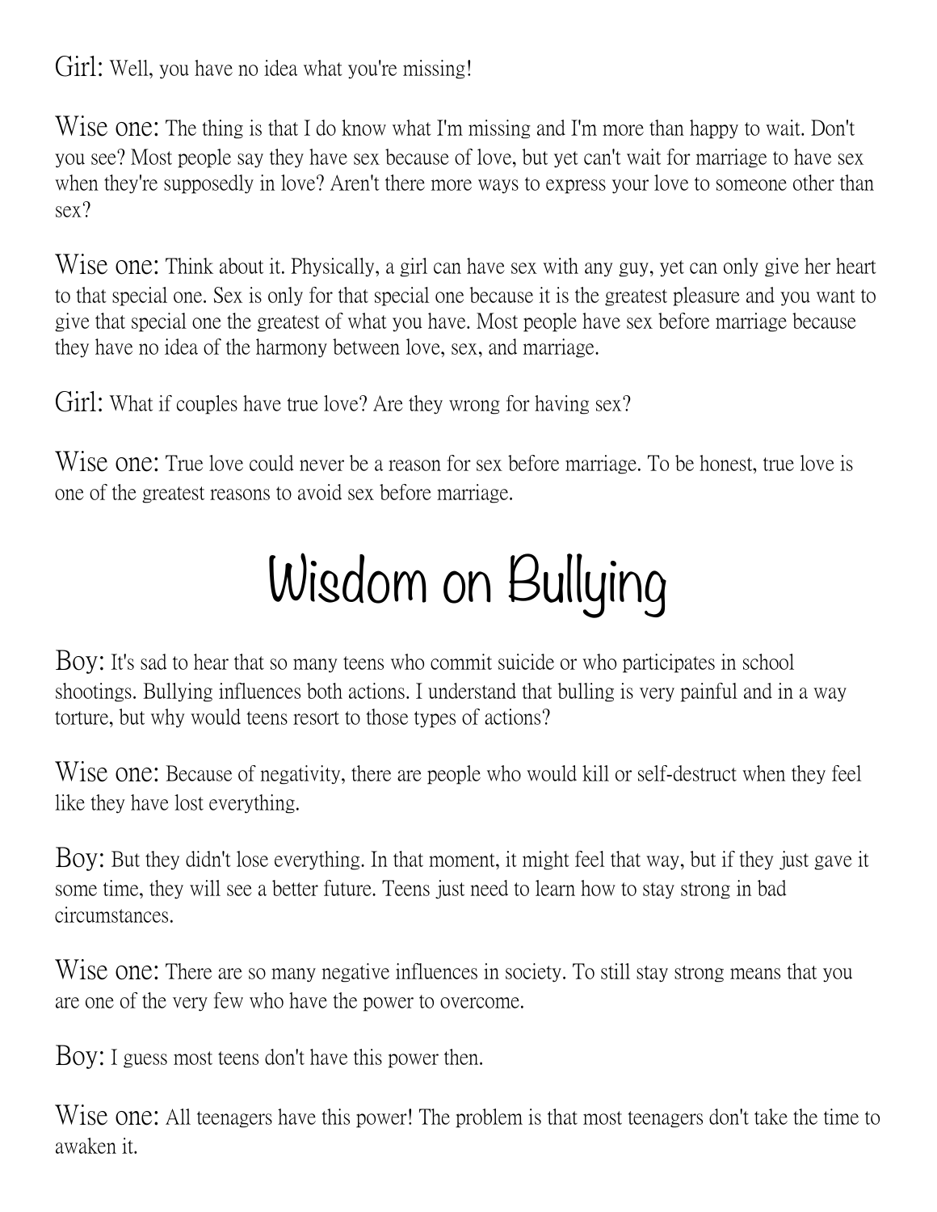Girl: Well, you have no idea what you're missing!

Wise one: The thing is that I do know what I'm missing and I'm more than happy to wait. Don't you see? Most people say they have sex because of love, but yet can't wait for marriage to have sex when they're supposedly in love? Aren't there more ways to express your love to someone other than sex?

Wise one: Think about it. Physically, a girl can have sex with any guy, yet can only give her heart to that special one. Sex is only for that special one because it is the greatest pleasure and you want to give that special one the greatest of what you have. Most people have sex before marriage because they have no idea of the harmony between love, sex, and marriage.

Girl: What if couples have true love? Are they wrong for having sex?

Wise one: True love could never be a reason for sex before marriage. To be honest, true love is one of the greatest reasons to avoid sex before marriage.

# Wisdom on Bullying

Boy: It's sad to hear that so many teens who commit suicide or who participates in school shootings. Bullying influences both actions. I understand that bulling is very painful and in a way torture, but why would teens resort to those types of actions?

Wise one: Because of negativity, there are people who would kill or self-destruct when they feel like they have lost everything.

Boy: But they didn't lose everything. In that moment, it might feel that way, but if they just gave it some time, they will see a better future. Teens just need to learn how to stay strong in bad circumstances.

Wise one: There are so many negative influences in society. To still stay strong means that you are one of the very few who have the power to overcome.

Boy: I guess most teens don't have this power then.

Wise one: All teenagers have this power! The problem is that most teenagers don't take the time to awaken it.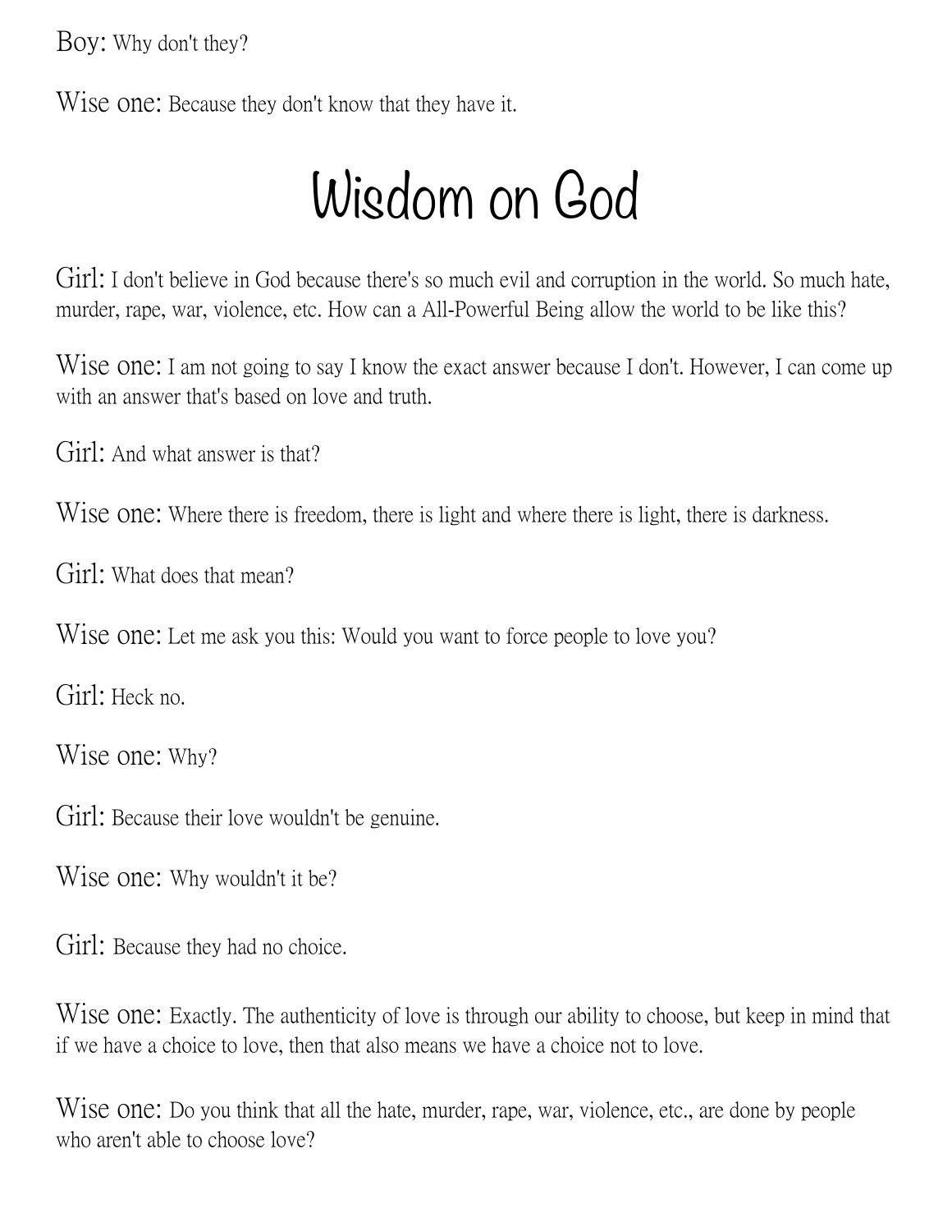Boy: Why don't they?

Wise one: Because they don't know that they have it.

# Wisdom on God

Girl: I don't believe in God because there's so much evil and corruption in the world. So much hate, murder, rape, war, violence, etc. How can a All-Powerful Being allow the world to be like this?

Wise one: I am not going to say I know the exact answer because I don't. However, I can come up with an answer that's based on love and truth.

Girl: And what answer is that?

Wise one: Where there is freedom, there is light and where there is light, there is darkness.

Girl: What does that mean?

Wise one: Let me ask you this: Would you want to force people to love you?

Girl: Heck no.

Wise one: Why?

Girl: Because their love wouldn't be genuine.

Wise one: Why wouldn't it be?

Girl: Because they had no choice.

Wise one: Exactly. The authenticity of love is through our ability to choose, but keep in mind that if we have a choice to love, then that also means we have a choice not to love.

Wise one: Do you think that all the hate, murder, rape, war, violence, etc., are done by people who aren't able to choose love?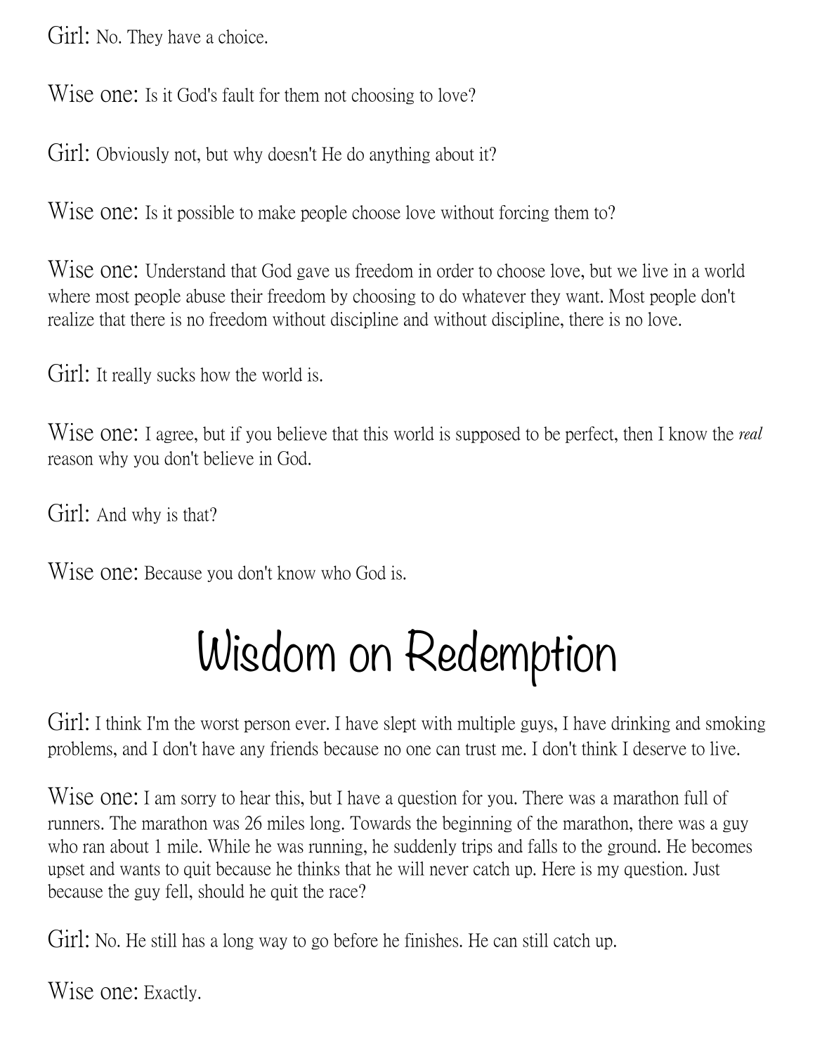Girl: No. They have a choice.

Wise one: Is it God's fault for them not choosing to love?

Girl: Obviously not, but why doesn't He do anything about it?

Wise one: Is it possible to make people choose love without forcing them to?

Wise one: Understand that God gave us freedom in order to choose love, but we live in a world where most people abuse their freedom by choosing to do whatever they want. Most people don't realize that there is no freedom without discipline and without discipline, there is no love.

Girl: It really sucks how the world is.

Wise one: I agree, but if you believe that this world is supposed to be perfect, then I know the *real* reason why you don't believe in God.

Girl: And why is that?

Wise one: Because you don't know who God is.

# Wisdom on Redemption

Girl: I think I'm the worst person ever. I have slept with multiple guys, I have drinking and smoking problems, and I don't have any friends because no one can trust me. I don't think I deserve to live.

Wise one: I am sorry to hear this, but I have a question for you. There was a marathon full of runners. The marathon was 26 miles long. Towards the beginning of the marathon, there was a guy who ran about 1 mile. While he was running, he suddenly trips and falls to the ground. He becomes upset and wants to quit because he thinks that he will never catch up. Here is my question. Just because the guy fell, should he quit the race?

Girl: No. He still has a long way to go before he finishes. He can still catch up.

Wise one: Exactly.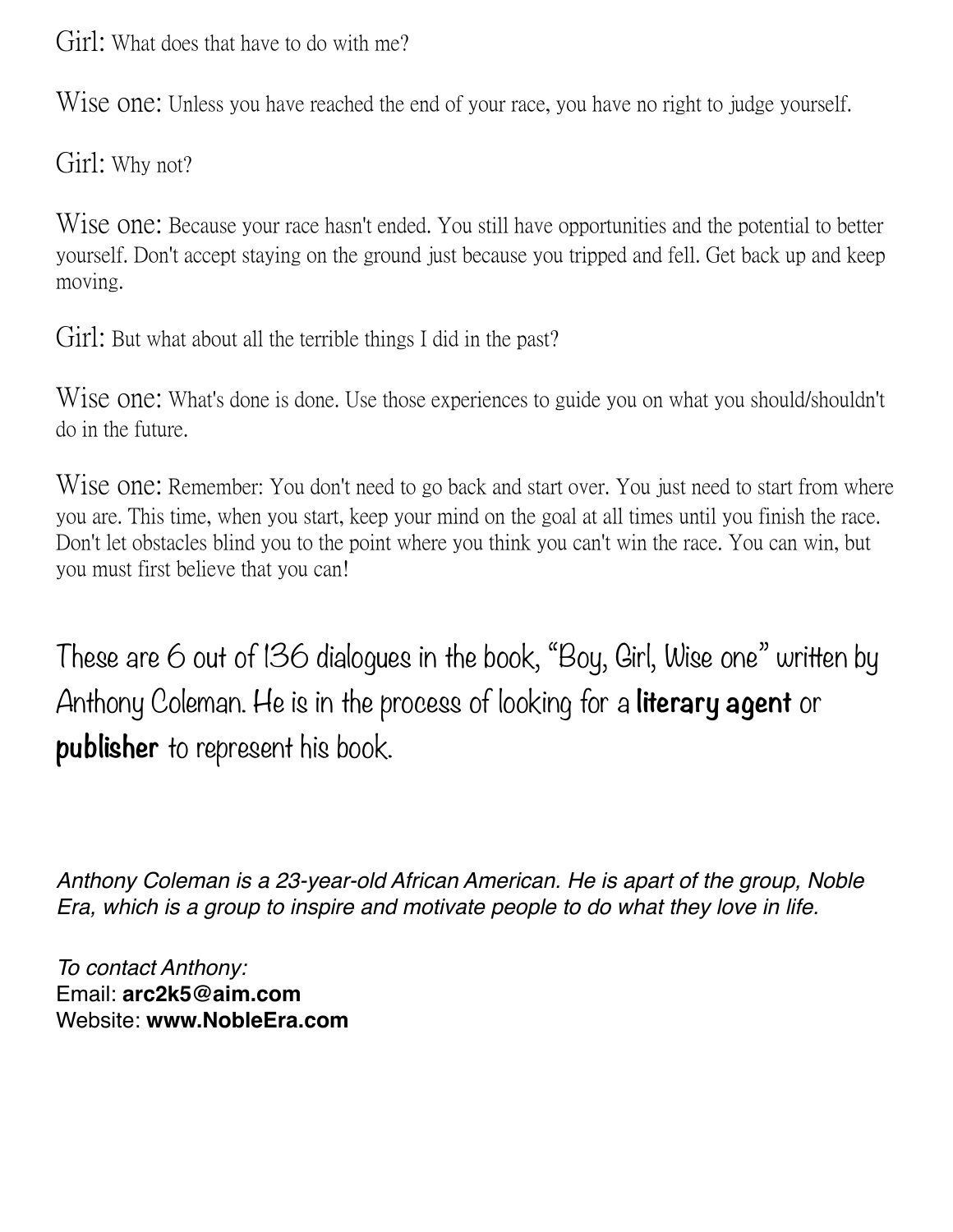Girl: What does that have to do with me?

Wise one: Unless you have reached the end of your race, you have no right to judge yourself.

Girl: Why not?

Wise one: Because your race hasn't ended. You still have opportunities and the potential to better yourself. Don't accept staying on the ground just because you tripped and fell. Get back up and keep moving.

Girl: But what about all the terrible things I did in the past?

Wise one: What's done is done. Use those experiences to guide you on what you should/shouldn't do in the future.

Wise one: Remember: You don't need to go back and start over. You just need to start from where you are. This time, when you start, keep your mind on the goal at all times until you finish the race. Don't let obstacles blind you to the point where you think you can't win the race. You can win, but you must first believe that you can!

These are 6 out of 136 dialogues in the book, "Boy, Girl, Wise one" written by Anthony Coleman. He is in the process of looking for a **literary agent** or **publisher** to represent his book.

*Anthony Coleman is a 23-year-old African American. He is apart of the group, Noble Era, which is a group to inspire and motivate people to do what they love in life.*

*To contact Anthony:*
Email: **arc2k5@aim.com**
Website: **www.NobleEra.com**